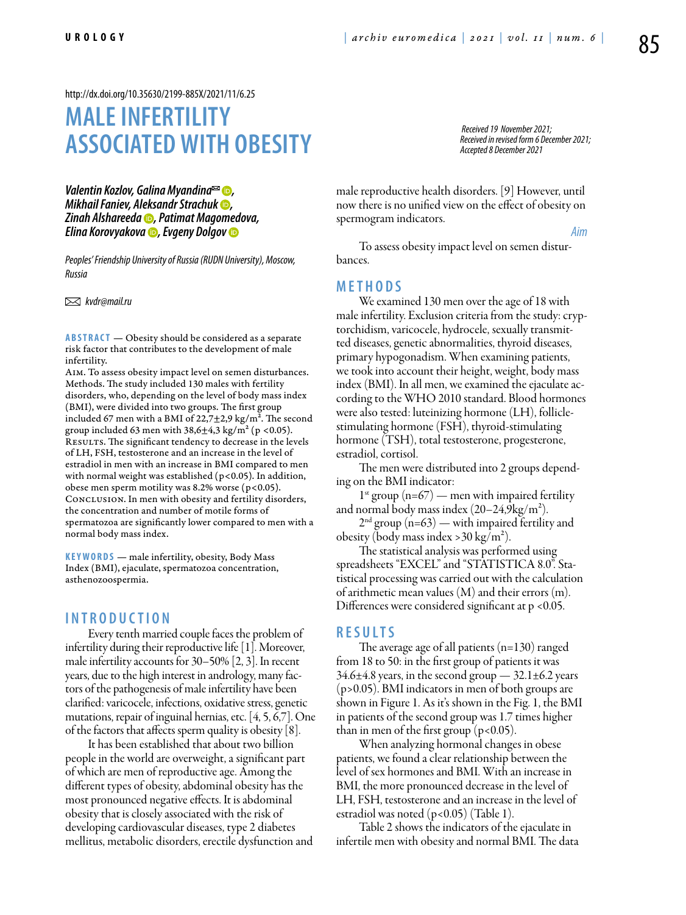http://dx.doi.org/10.35630/2199-885X/2021/11/6.25

# MALE INFERTILITY ASSOCIATED WITH OBESITY

*Received 19 November 2021; Received in revised form 6 December 2021; Accepted 8 December 2021*

***Valentin Kozlov, Galina Myandina✉, Mikhail Faniev, Aleksandr Strachuk, Zinah Alshareeda, Patimat Magomedova, Elina Korovyakova, Evgeny Dolgov***

*Peoples' Friendship University of Russia (RUDN University), Moscow, Russia*

✉ *kvdr@mail.ru*

**ABSTRACT** — Obesity should be considered as a separate risk factor that contributes to the development of male infertility.
AIM. To assess obesity impact level on semen disturbances. Methods. The study included 130 males with fertility disorders, who, depending on the level of body mass index (BMI), were divided into two groups. The first group included 67 men with a BMI of 22,7±2,9 kg/m². The second group included 63 men with 38,6±4,3 kg/m² ($p < 0.05$).
RESULTS. The significant tendency to decrease in the levels of LH, FSH, testosterone and an increase in the level of estradiol in men with an increase in BMI compared to men with normal weight was established ($p<0.05$). In addition, obese men sperm motility was 8.2% worse ($p<0.05$).
CONCLUSION. In men with obesity and fertility disorders, the concentration and number of motile forms of spermatozoa are significantly lower compared to men with a normal body mass index.

**KEYWORDS** — male infertility, obesity, Body Mass Index (BMI), ejaculate, spermatozoa concentration, asthenozoospermia.

## INTRODUCTION

Every tenth married couple faces the problem of infertility during their reproductive life [1]. Moreover, male infertility accounts for 30–50% [2, 3]. In recent years, due to the high interest in andrology, many factors of the pathogenesis of male infertility have been clarified: varicocele, infections, oxidative stress, genetic mutations, repair of inguinal hernias, etc. [4, 5, 6,7]. One of the factors that affects sperm quality is obesity [8].

It has been established that about two billion people in the world are overweight, a significant part of which are men of reproductive age. Among the different types of obesity, abdominal obesity has the most pronounced negative effects. It is abdominal obesity that is closely associated with the risk of developing cardiovascular diseases, type 2 diabetes mellitus, metabolic disorders, erectile dysfunction and male reproductive health disorders. [9] However, until now there is no unified view on the effect of obesity on spermogram indicators.

### Aim

To assess obesity impact level on semen disturbances.

## METHODS

We examined 130 men over the age of 18 with male infertility. Exclusion criteria from the study: cryptorchidism, varicocele, hydrocele, sexually transmitted diseases, genetic abnormalities, thyroid diseases, primary hypogonadism. When examining patients, we took into account their height, weight, body mass index (BMI). In all men, we examined the ejaculate according to the WHO 2010 standard. Blood hormones were also tested: luteinizing hormone (LH), follicle-stimulating hormone (FSH), thyroid-stimulating hormone (TSH), total testosterone, progesterone, estradiol, cortisol.

The men were distributed into 2 groups depending on the BMI indicator:

1st group (n=67) — men with impaired fertility and normal body mass index (20–24,9kg/m²).

2nd group (n=63) — with impaired fertility and obesity (body mass index >30 kg/m²).

The statistical analysis was performed using spreadsheets "EXCEL" and "STATISTICA 8.0". Statistical processing was carried out with the calculation of arithmetic mean values (M) and their errors (m). Differences were considered significant at $p < 0.05$.

## RESULTS

The average age of all patients (n=130) ranged from 18 to 50: in the first group of patients it was 34.6±4.8 years, in the second group — 32.1±6.2 years ($p>0.05$). BMI indicators in men of both groups are shown in Figure 1. As it's shown in the Fig. 1, the BMI in patients of the second group was 1.7 times higher than in men of the first group ($p<0.05$).

When analyzing hormonal changes in obese patients, we found a clear relationship between the level of sex hormones and BMI. With an increase in BMI, the more pronounced decrease in the level of LH, FSH, testosterone and an increase in the level of estradiol was noted ($p<0.05$) (Table 1).

Table 2 shows the indicators of the ejaculate in infertile men with obesity and normal BMI. The data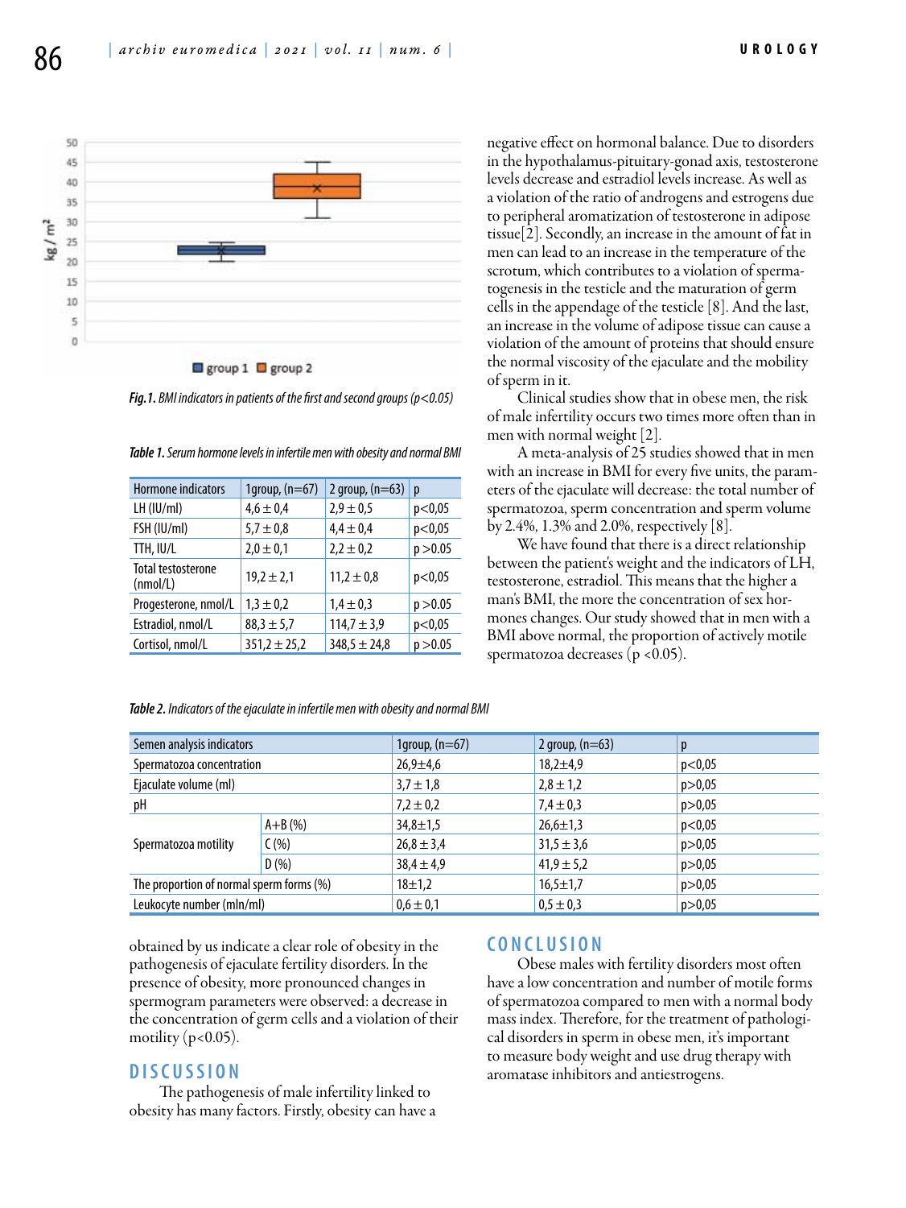*Fig.1. BMI indicators in patients of the first and second groups (p<0.05)*

*Table 1. Serum hormone levels in infertile men with obesity and normal BMI*

| Hormone indicators | 1group, (n=67) | 2 group, (n=63) | p |
|---|---|---|---|
| LH (IU/ml) | 4,6 ± 0,4 | 2,9 ± 0,5 | p<0,05 |
| FSH (IU/ml) | 5,7 ± 0,8 | 4,4 ± 0,4 | p<0,05 |
| TTH, IU/L | 2,0 ± 0,1 | 2,2 ± 0,2 | p >0.05 |
| Total testosterone (nmol/L) | 19,2 ± 2,1 | 11,2 ± 0,8 | p<0,05 |
| Progesterone, nmol/L | 1,3 ± 0,2 | 1,4 ± 0,3 | p >0.05 |
| Estradiol, nmol/L | 88,3 ± 5,7 | 114,7 ± 3,9 | p<0,05 |
| Cortisol, nmol/L | 351,2 ± 25,2 | 348,5 ± 24,8 | p >0.05 |

*Table 2. Indicators of the ejaculate in infertile men with obesity and normal BMI*

| Semen analysis indicators | | 1group, (n=67) | 2 group, (n=63) | p |
|---|---|---|---|---|
| Spermatozoa concentration | | 26,9±4,6 | 18,2±4,9 | p<0,05 |
| Ejaculate volume (ml) | | 3,7 ± 1,8 | 2,8 ± 1,2 | p>0,05 |
| pH | | 7,2 ± 0,2 | 7,4 ± 0,3 | p>0,05 |
| Spermatozoa motility | A+B (%) | 34,8±1,5 | 26,6±1,3 | p<0,05 |
| | C (%) | 26,8 ± 3,4 | 31,5 ± 3,6 | p>0,05 |
| | D (%) | 38,4 ± 4,9 | 41,9 ± 5,2 | p>0,05 |
| The proportion of normal sperm forms (%) | | 18±1,2 | 16,5±1,7 | p>0,05 |
| Leukocyte number (mln/ml) | | 0,6 ± 0,1 | 0,5 ± 0,3 | p>0,05 |

obtained by us indicate a clear role of obesity in the pathogenesis of ejaculate fertility disorders. In the presence of obesity, more pronounced changes in spermogram parameters were observed: a decrease in the concentration of germ cells and a violation of their motility (p<0.05).

## DISCUSSION

The pathogenesis of male infertility linked to obesity has many factors. Firstly, obesity can have a negative effect on hormonal balance. Due to disorders in the hypothalamus-pituitary-gonad axis, testosterone levels decrease and estradiol levels increase. As well as a violation of the ratio of androgens and estrogens due to peripheral aromatization of testosterone in adipose tissue[2]. Secondly, an increase in the amount of fat in men can lead to an increase in the temperature of the scrotum, which contributes to a violation of spermatogenesis in the testicle and the maturation of germ cells in the appendage of the testicle [8]. And the last, an increase in the volume of adipose tissue can cause a violation of the amount of proteins that should ensure the normal viscosity of the ejaculate and the mobility of sperm in it.

Clinical studies show that in obese men, the risk of male infertility occurs two times more often than in men with normal weight [2].

A meta-analysis of 25 studies showed that in men with an increase in BMI for every five units, the parameters of the ejaculate will decrease: the total number of spermatozoa, sperm concentration and sperm volume by 2.4%, 1.3% and 2.0%, respectively [8].

We have found that there is a direct relationship between the patient's weight and the indicators of LH, testosterone, estradiol. This means that the higher a man's BMI, the more the concentration of sex hormones changes. Our study showed that in men with a BMI above normal, the proportion of actively motile spermatozoa decreases (p <0.05).

## CONCLUSION

Obese males with fertility disorders most often have a low concentration and number of motile forms of spermatozoa compared to men with a normal body mass index. Therefore, for the treatment of pathological disorders in sperm in obese men, it's important to measure body weight and use drug therapy with aromatase inhibitors and antiestrogens.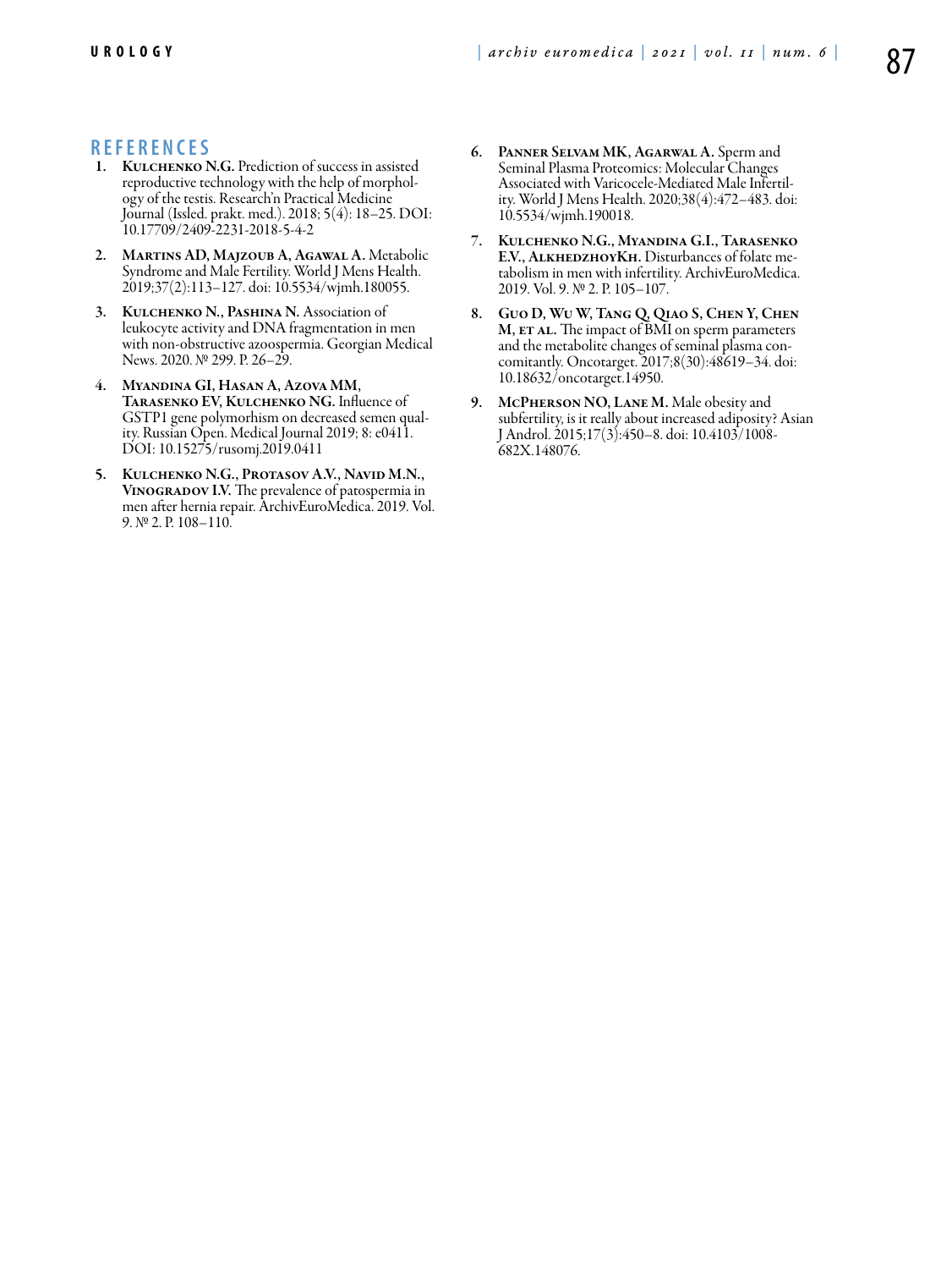## REFERENCES

1. **Kulchenko N.G.** Prediction of success in assisted reproductive technology with the help of morphology of the testis. Research'n Practical Medicine Journal (Issled. prakt. med.). 2018; 5(4): 18–25. DOI: 10.17709/2409-2231-2018-5-4-2
2. **Martins AD, Majzoub A, Agawal A.** Metabolic Syndrome and Male Fertility. World J Mens Health. 2019;37(2):113–127. doi: 10.5534/wjmh.180055.
3. **Kulchenko N., Pashina N.** Association of leukocyte activity and DNA fragmentation in men with non-obstructive azoospermia. Georgian Medical News. 2020. № 299. P. 26–29.
4. **Myandina GI, Hasan A, Azova MM, Tarasenko EV, Kulchenko NG.** Influence of GSTP1 gene polymorhism on decreased semen quality. Russian Open. Medical Journal 2019; 8: e0411. DOI: 10.15275/rusomj.2019.0411
5. **Kulchenko N.G., Protasov A.V., Navid M.N., Vinogradov I.V.** The prevalence of patospermia in men after hernia repair. ArchivEuroMedica. 2019. Vol. 9. № 2. P. 108–110.
6. **Panner Selvam MK, Agarwal A.** Sperm and Seminal Plasma Proteomics: Molecular Changes Associated with Varicocele-Mediated Male Infertility. World J Mens Health. 2020;38(4):472–483. doi: 10.5534/wjmh.190018.
7. **Kulchenko N.G., Myandina G.I., Tarasenko E.V., AlkhedzhoyKh.** Disturbances of folate metabolism in men with infertility. ArchivEuroMedica. 2019. Vol. 9. № 2. P. 105–107.
8. **Guo D, Wu W, Tang Q, Qiao S, Chen Y, Chen M, et al.** The impact of BMI on sperm parameters and the metabolite changes of seminal plasma concomitantly. Oncotarget. 2017;8(30):48619–34. doi: 10.18632/oncotarget.14950.
9. **McPherson NO, Lane M.** Male obesity and subfertility, is it really about increased adiposity? Asian J Androl. 2015;17(3):450–8. doi: 10.4103/1008-682X.148076.